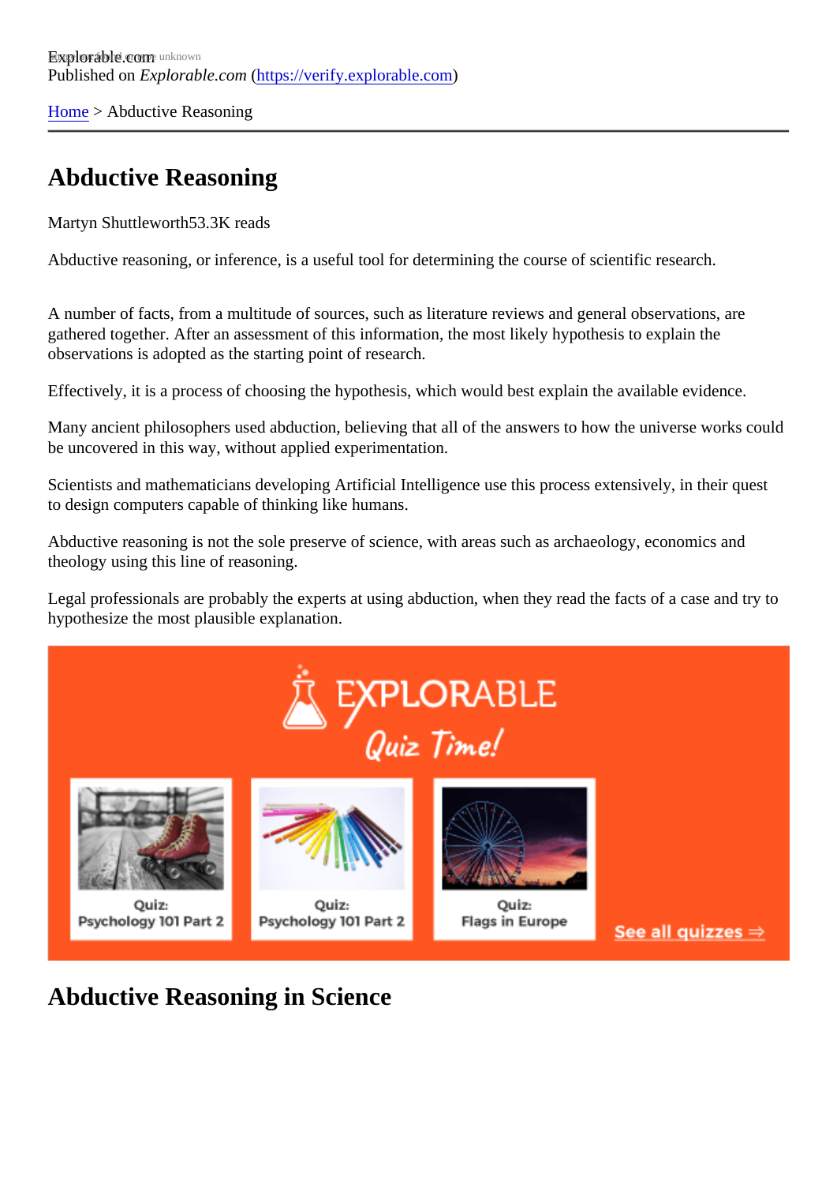Published on *Explorable.com* (https://verify.explorable.com)

Home > Abductive Reasoning

# Abductive Reasoning

Martyn Shuttleworth53.3K reads

Abductive reasoning, or inference, is a useful tool for determining the course of scientific research.

A number of facts, from a multitude of sources, such as literature reviews and general observations, are gathered together. After an assessment of this information, the most likely hypothesis to explain the observations is adopted as the starting point of research.

Effectively, it is a process of choosing the hypothesis, which would best explain the available evidence.

Many ancient philosophers used abduction, believing that all of the answers to how the universe works could be uncovered in this way, without applied experimentation.

Scientists and mathematicians developing Artificial Intelligence use this process extensively, in their quest to design computers capable of thinking like humans.

Abductive reasoning is not the sole preserve of science, with areas such as archaeology, economics and theology using this line of reasoning.

Legal professionals are probably the experts at using abduction, when they read the facts of a case and try to hypothesize the most plausible explanation.

## Abductive Reasoning in Science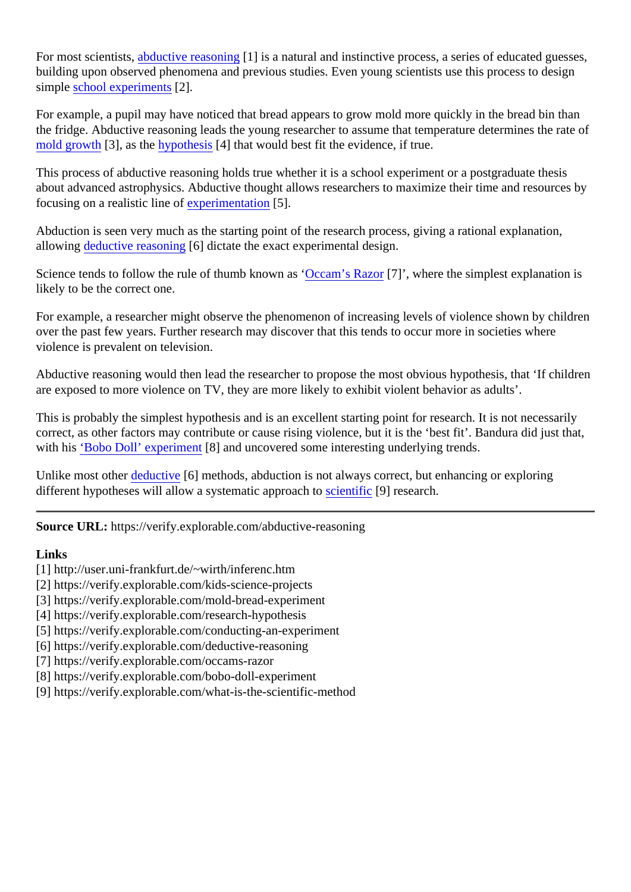For most scientists, abductive reasoning [1] is a natural and instinctive process, a series of educated guesses, building upon observed phenomena and previous studies. Even young scientists use this process to design simple school experiments [2].

For example, a pupil may have noticed that bread appears to grow mold more quickly in the bread bin than the fridge. Abductive reasoning leads the young researcher to assume that temperature determines the rate of mold growth [3], as the hypothesis [4] that would best fit the evidence, if true.

This process of abductive reasoning holds true whether it is a school experiment or a postgraduate thesis about advanced astrophysics. Abductive thought allows researchers to maximize their time and resources by focusing on a realistic line of experimentation [5].

Abduction is seen very much as the starting point of the research process, giving a rational explanation, allowing deductive reasoning [6] dictate the exact experimental design.

Science tends to follow the rule of thumb known as 'Occam's Razor [7]', where the simplest explanation is likely to be the correct one.

For example, a researcher might observe the phenomenon of increasing levels of violence shown by children over the past few years. Further research may discover that this tends to occur more in societies where violence is prevalent on television.

Abductive reasoning would then lead the researcher to propose the most obvious hypothesis, that 'If children are exposed to more violence on TV, they are more likely to exhibit violent behavior as adults'.

This is probably the simplest hypothesis and is an excellent starting point for research. It is not necessarily correct, as other factors may contribute or cause rising violence, but it is the 'best fit'. Bandura did just that, with his 'Bobo Doll' experiment [8] and uncovered some interesting underlying trends.

Unlike most other deductive [6] methods, abduction is not always correct, but enhancing or exploring different hypotheses will allow a systematic approach to scientific [9] research.

---

**Source URL:** https://verify.explorable.com/abductive-reasoning

**Links**
[1] http://user.uni-frankfurt.de/~wirth/inferenc.htm
[2] https://verify.explorable.com/kids-science-projects
[3] https://verify.explorable.com/mold-bread-experiment
[4] https://verify.explorable.com/research-hypothesis
[5] https://verify.explorable.com/conducting-an-experiment
[6] https://verify.explorable.com/deductive-reasoning
[7] https://verify.explorable.com/occams-razor
[8] https://verify.explorable.com/bobo-doll-experiment
[9] https://verify.explorable.com/what-is-the-scientific-method